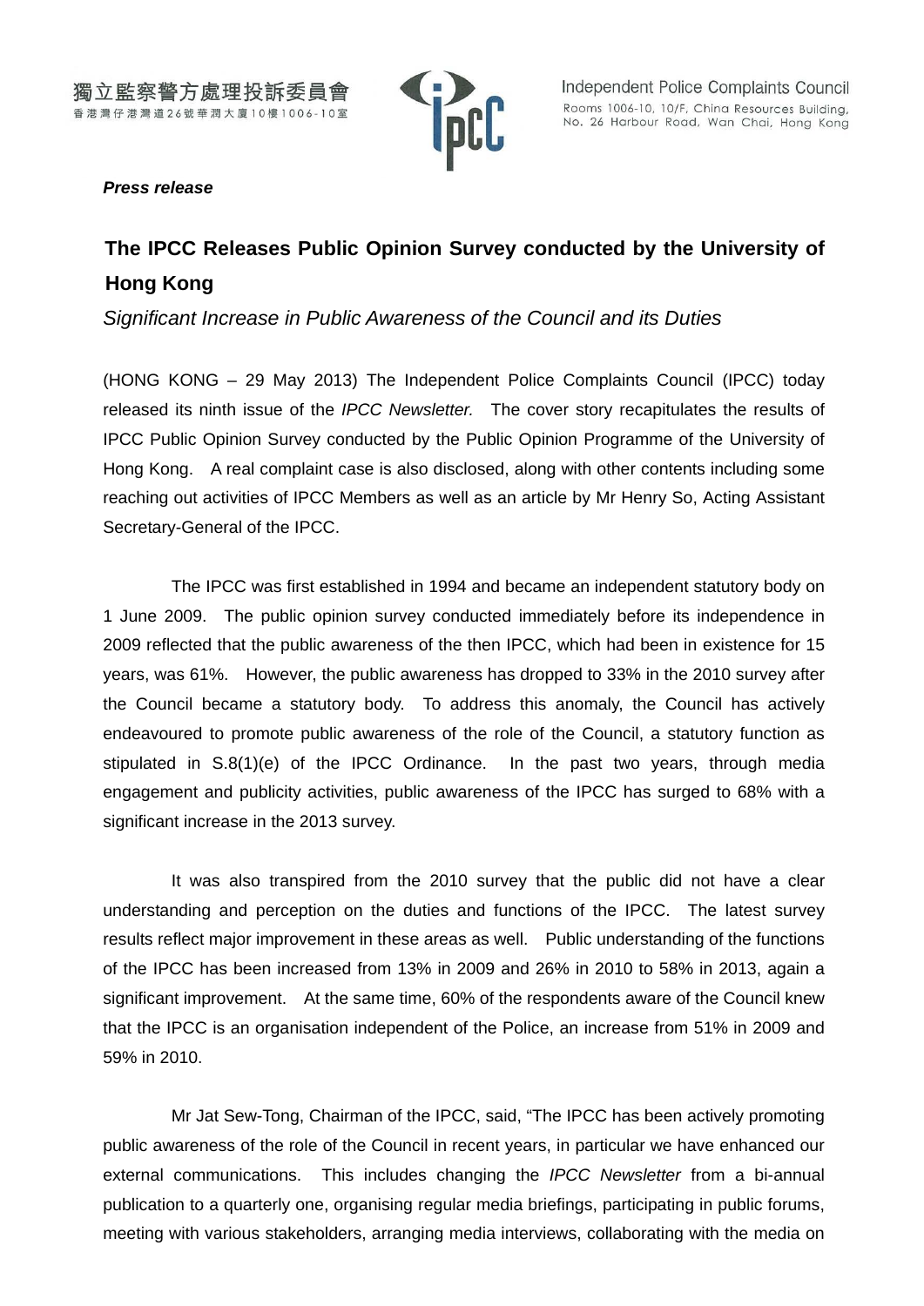獨立監察警方處理投訴委員會
香港灣仔港灣道26號華潤大廈10樓1006-10室

Independent Police Complaints Council
Rooms 1006-10, 10/F, China Resources Building,
No. 26 Harbour Road, Wan Chai, Hong Kong

***Press release***

# The IPCC Releases Public Opinion Survey conducted by the University of Hong Kong

*Significant Increase in Public Awareness of the Council and its Duties*

(HONG KONG – 29 May 2013) The Independent Police Complaints Council (IPCC) today released its ninth issue of the *IPCC Newsletter.* The cover story recapitulates the results of IPCC Public Opinion Survey conducted by the Public Opinion Programme of the University of Hong Kong. A real complaint case is also disclosed, along with other contents including some reaching out activities of IPCC Members as well as an article by Mr Henry So, Acting Assistant Secretary-General of the IPCC.

The IPCC was first established in 1994 and became an independent statutory body on 1 June 2009. The public opinion survey conducted immediately before its independence in 2009 reflected that the public awareness of the then IPCC, which had been in existence for 15 years, was 61%. However, the public awareness has dropped to 33% in the 2010 survey after the Council became a statutory body. To address this anomaly, the Council has actively endeavoured to promote public awareness of the role of the Council, a statutory function as stipulated in S.8(1)(e) of the IPCC Ordinance. In the past two years, through media engagement and publicity activities, public awareness of the IPCC has surged to 68% with a significant increase in the 2013 survey.

It was also transpired from the 2010 survey that the public did not have a clear understanding and perception on the duties and functions of the IPCC. The latest survey results reflect major improvement in these areas as well. Public understanding of the functions of the IPCC has been increased from 13% in 2009 and 26% in 2010 to 58% in 2013, again a significant improvement. At the same time, 60% of the respondents aware of the Council knew that the IPCC is an organisation independent of the Police, an increase from 51% in 2009 and 59% in 2010.

Mr Jat Sew-Tong, Chairman of the IPCC, said, "The IPCC has been actively promoting public awareness of the role of the Council in recent years, in particular we have enhanced our external communications. This includes changing the *IPCC Newsletter* from a bi-annual publication to a quarterly one, organising regular media briefings, participating in public forums, meeting with various stakeholders, arranging media interviews, collaborating with the media on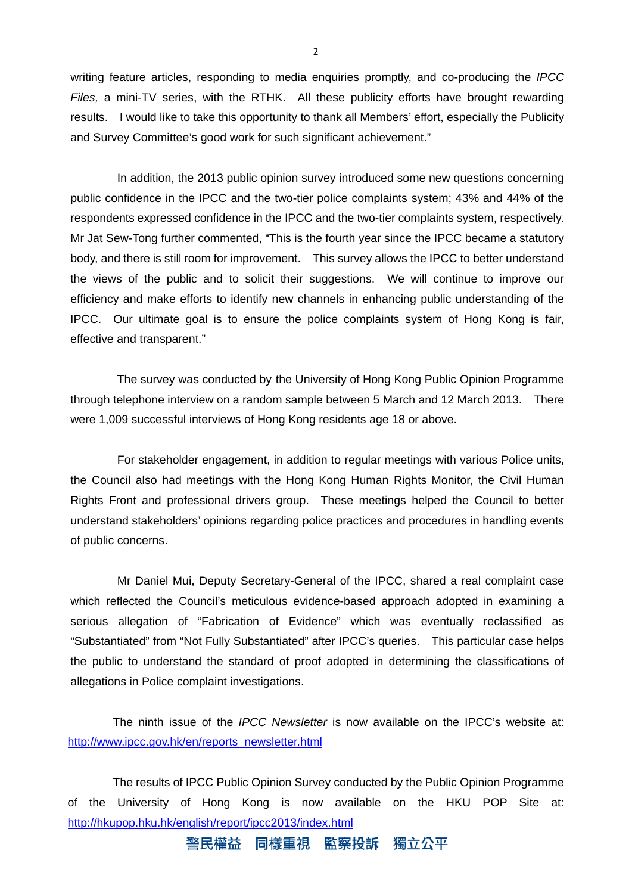writing feature articles, responding to media enquiries promptly, and co-producing the *IPCC Files,* a mini-TV series, with the RTHK. All these publicity efforts have brought rewarding results. I would like to take this opportunity to thank all Members' effort, especially the Publicity and Survey Committee's good work for such significant achievement."

In addition, the 2013 public opinion survey introduced some new questions concerning public confidence in the IPCC and the two-tier police complaints system; 43% and 44% of the respondents expressed confidence in the IPCC and the two-tier complaints system, respectively. Mr Jat Sew-Tong further commented, "This is the fourth year since the IPCC became a statutory body, and there is still room for improvement. This survey allows the IPCC to better understand the views of the public and to solicit their suggestions. We will continue to improve our efficiency and make efforts to identify new channels in enhancing public understanding of the IPCC. Our ultimate goal is to ensure the police complaints system of Hong Kong is fair, effective and transparent."

The survey was conducted by the University of Hong Kong Public Opinion Programme through telephone interview on a random sample between 5 March and 12 March 2013. There were 1,009 successful interviews of Hong Kong residents age 18 or above.

For stakeholder engagement, in addition to regular meetings with various Police units, the Council also had meetings with the Hong Kong Human Rights Monitor, the Civil Human Rights Front and professional drivers group. These meetings helped the Council to better understand stakeholders' opinions regarding police practices and procedures in handling events of public concerns.

Mr Daniel Mui, Deputy Secretary-General of the IPCC, shared a real complaint case which reflected the Council's meticulous evidence-based approach adopted in examining a serious allegation of "Fabrication of Evidence" which was eventually reclassified as "Substantiated" from "Not Fully Substantiated" after IPCC's queries. This particular case helps the public to understand the standard of proof adopted in determining the classifications of allegations in Police complaint investigations.

The ninth issue of the *IPCC Newsletter* is now available on the IPCC's website at: http://www.ipcc.gov.hk/en/reports_newsletter.html

The results of IPCC Public Opinion Survey conducted by the Public Opinion Programme of the University of Hong Kong is now available on the HKU POP Site at: http://hkupop.hku.hk/english/report/ipcc2013/index.html

警民權益 同樣重視 監察投訴 獨立公平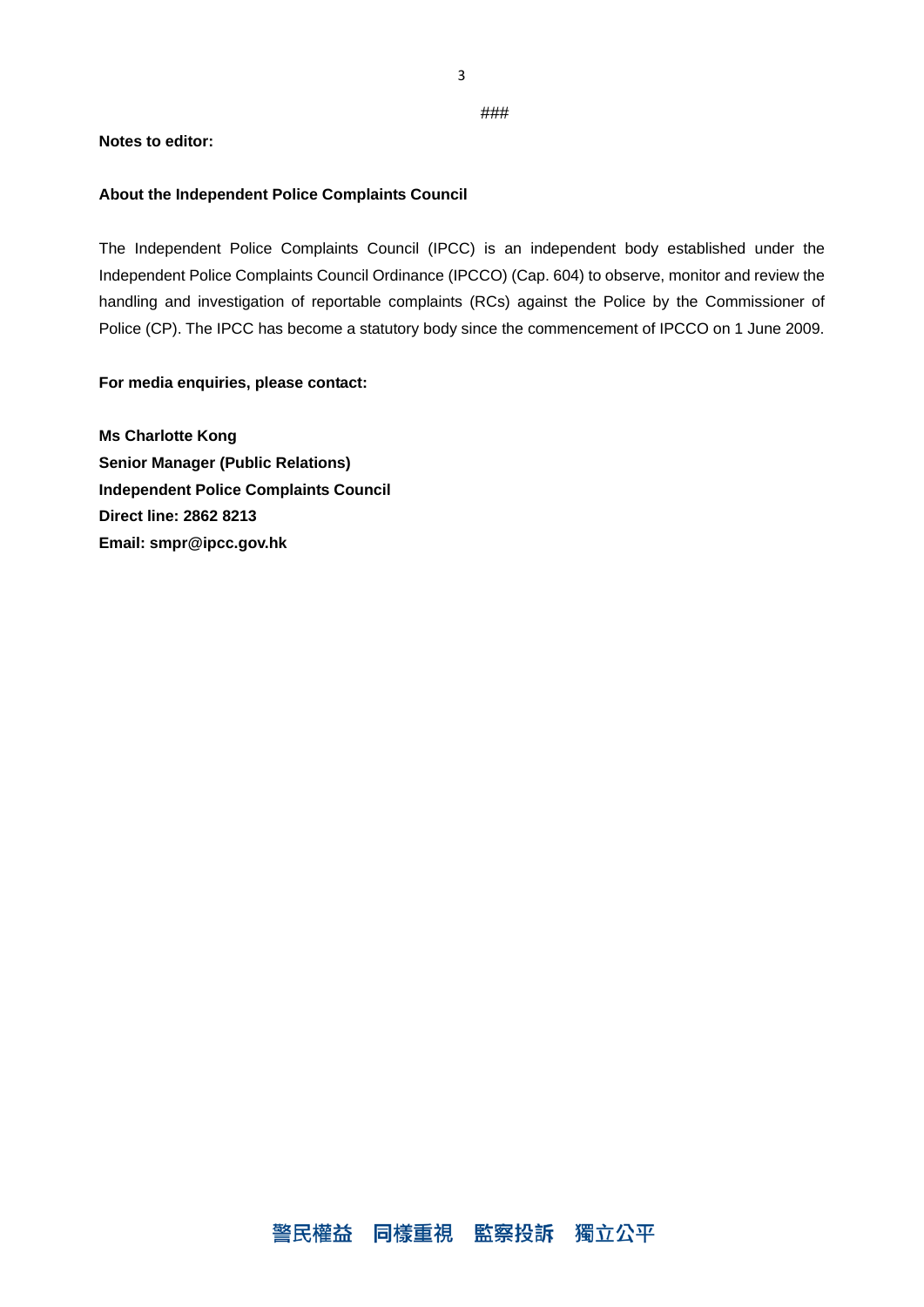###

**Notes to editor:**

**About the Independent Police Complaints Council**

The Independent Police Complaints Council (IPCC) is an independent body established under the Independent Police Complaints Council Ordinance (IPCCO) (Cap. 604) to observe, monitor and review the handling and investigation of reportable complaints (RCs) against the Police by the Commissioner of Police (CP). The IPCC has become a statutory body since the commencement of IPCCO on 1 June 2009.

**For media enquiries, please contact:**

**Ms Charlotte Kong**
**Senior Manager (Public Relations)**
**Independent Police Complaints Council**
**Direct line: 2862 8213**
**Email: smpr@ipcc.gov.hk**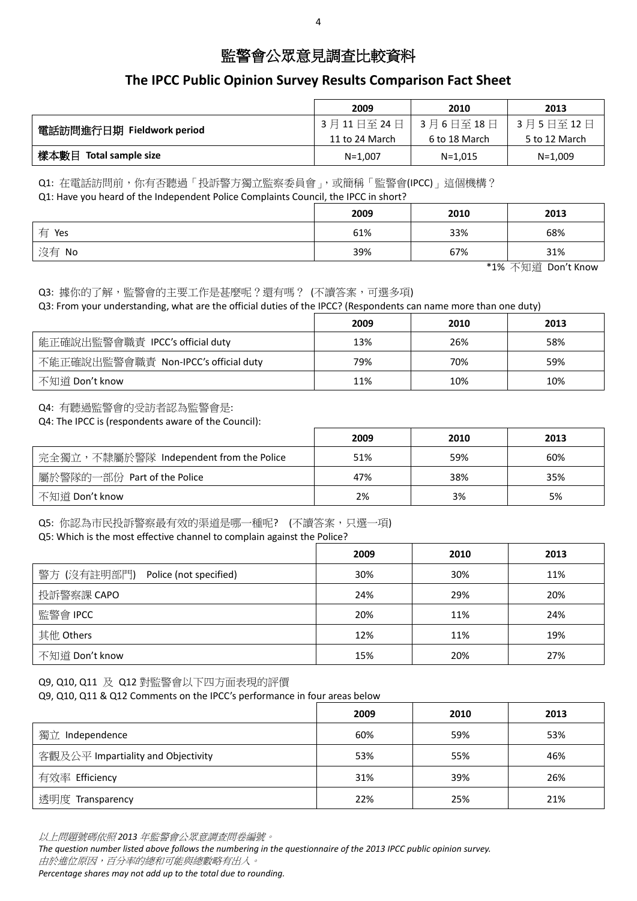# 監警會公眾意見調查比較資料

## The IPCC Public Opinion Survey Results Comparison Fact Sheet

| | 2009 | 2010 | 2013 |
|---|---|---|---|
| **電話訪問進行日期 Fieldwork period** | 3 月 11 日至 24 日 11 to 24 March | 3 月 6 日至 18 日 6 to 18 March | 3 月 5 日至 12 日 5 to 12 March |
| **樣本數目 Total sample size** | N=1,007 | N=1,015 | N=1,009 |

Q1: 在電話訪問前，你有否聽過「投訴警方獨立監察委員會」，或簡稱「監警會(IPCC)」這個機構？

Q1: Have you heard of the Independent Police Complaints Council, the IPCC in short?

| | 2009 | 2010 | 2013 |
|---|---|---|---|
| 有 Yes | 61% | 33% | 68% |
| 沒有 No | 39% | 67% | 31% |

*1% 不知道 Don't Know

Q3: 據你的了解，監警會的主要工作是甚麼呢？還有嗎？ (不讀答案，可選多項)

Q3: From your understanding, what are the official duties of the IPCC? (Respondents can name more than one duty)

| | 2009 | 2010 | 2013 |
|---|---|---|---|
| 能正確說出監警會職責 IPCC's official duty | 13% | 26% | 58% |
| 不能正確說出監警會職責 Non-IPCC's official duty | 79% | 70% | 59% |
| 不知道 Don't know | 11% | 10% | 10% |

Q4: 有聽過監警會的受訪者認為監警會是:

Q4: The IPCC is (respondents aware of the Council):

| | 2009 | 2010 | 2013 |
|---|---|---|---|
| 完全獨立，不隸屬於警隊 Independent from the Police | 51% | 59% | 60% |
| 屬於警隊的一部份 Part of the Police | 47% | 38% | 35% |
| 不知道 Don't know | 2% | 3% | 5% |

Q5: 你認為市民投訴警察最有效的渠道是哪一種呢? (不讀答案，只選一項)

Q5: Which is the most effective channel to complain against the Police?

| | 2009 | 2010 | 2013 |
|---|---|---|---|
| 警方 (沒有註明部門) Police (not specified) | 30% | 30% | 11% |
| 投訴警察課 CAPO | 24% | 29% | 20% |
| 監警會 IPCC | 20% | 11% | 24% |
| 其他 Others | 12% | 11% | 19% |
| 不知道 Don't know | 15% | 20% | 27% |

Q9, Q10, Q11 及 Q12 對監警會以下四方面表現的評價

Q9, Q10, Q11 & Q12 Comments on the IPCC's performance in four areas below

| | 2009 | 2010 | 2013 |
|---|---|---|---|
| 獨立 Independence | 60% | 59% | 53% |
| 客觀及公平 Impartiality and Objectivity | 53% | 55% | 46% |
| 有效率 Efficiency | 31% | 39% | 26% |
| 透明度 Transparency | 22% | 25% | 21% |

*以上問題號碼依照 2013 年監警會公眾意調查問卷編號。*

*The question number listed above follows the numbering in the questionnaire of the 2013 IPCC public opinion survey.*

*由於進位原因，百分率的總和可能與總數略有出入。*

*Percentage shares may not add up to the total due to rounding.*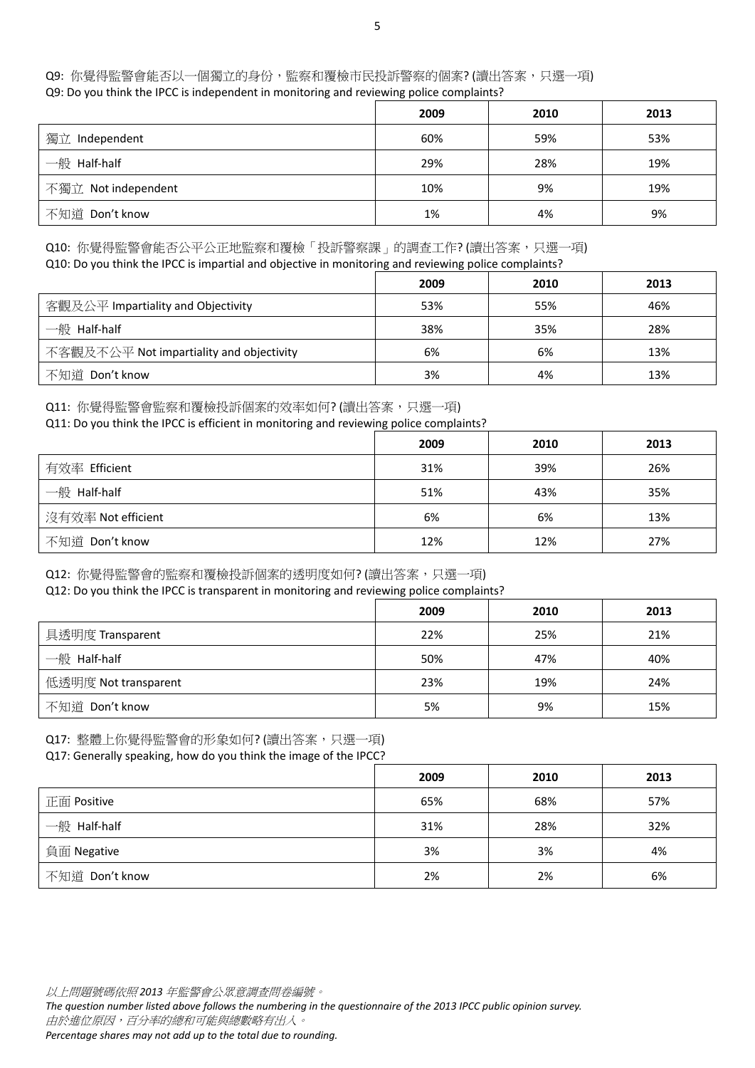Q9: 你覺得監警會能否以一個獨立的身份，監察和覆檢市民投訴警察的個案? (讀出答案，只選一項)
Q9: Do you think the IPCC is independent in monitoring and reviewing police complaints?

| | 2009 | 2010 | 2013 |
|---|---|---|---|
| 獨立 Independent | 60% | 59% | 53% |
| 一般 Half-half | 29% | 28% | 19% |
| 不獨立 Not independent | 10% | 9% | 19% |
| 不知道 Don't know | 1% | 4% | 9% |

Q10: 你覺得監警會能否公平公正地監察和覆檢「投訴警察課」的調查工作? (讀出答案，只選一項)
Q10: Do you think the IPCC is impartial and objective in monitoring and reviewing police complaints?

| | 2009 | 2010 | 2013 |
|---|---|---|---|
| 客觀及公平 Impartiality and Objectivity | 53% | 55% | 46% |
| 一般 Half-half | 38% | 35% | 28% |
| 不客觀及不公平 Not impartiality and objectivity | 6% | 6% | 13% |
| 不知道 Don't know | 3% | 4% | 13% |

Q11: 你覺得監警會監察和覆檢投訴個案的效率如何? (讀出答案，只選一項)
Q11: Do you think the IPCC is efficient in monitoring and reviewing police complaints?

| | 2009 | 2010 | 2013 |
|---|---|---|---|
| 有效率 Efficient | 31% | 39% | 26% |
| 一般 Half-half | 51% | 43% | 35% |
| 沒有效率 Not efficient | 6% | 6% | 13% |
| 不知道 Don't know | 12% | 12% | 27% |

Q12: 你覺得監警會的監察和覆檢投訴個案的透明度如何? (讀出答案，只選一項)
Q12: Do you think the IPCC is transparent in monitoring and reviewing police complaints?

| | 2009 | 2010 | 2013 |
|---|---|---|---|
| 具透明度 Transparent | 22% | 25% | 21% |
| 一般 Half-half | 50% | 47% | 40% |
| 低透明度 Not transparent | 23% | 19% | 24% |
| 不知道 Don't know | 5% | 9% | 15% |

Q17: 整體上你覺得監警會的形象如何? (讀出答案，只選一項)
Q17: Generally speaking, how do you think the image of the IPCC?

| | 2009 | 2010 | 2013 |
|---|---|---|---|
| 正面 Positive | 65% | 68% | 57% |
| 一般 Half-half | 31% | 28% | 32% |
| 負面 Negative | 3% | 3% | 4% |
| 不知道 Don't know | 2% | 2% | 6% |

*以上問題號碼依照 2013 年監警會公眾意調查問卷編號。*
*The question number listed above follows the numbering in the questionnaire of the 2013 IPCC public opinion survey.*
*由於進位原因，百分率的總和可能與總數略有出入。*
*Percentage shares may not add up to the total due to rounding.*